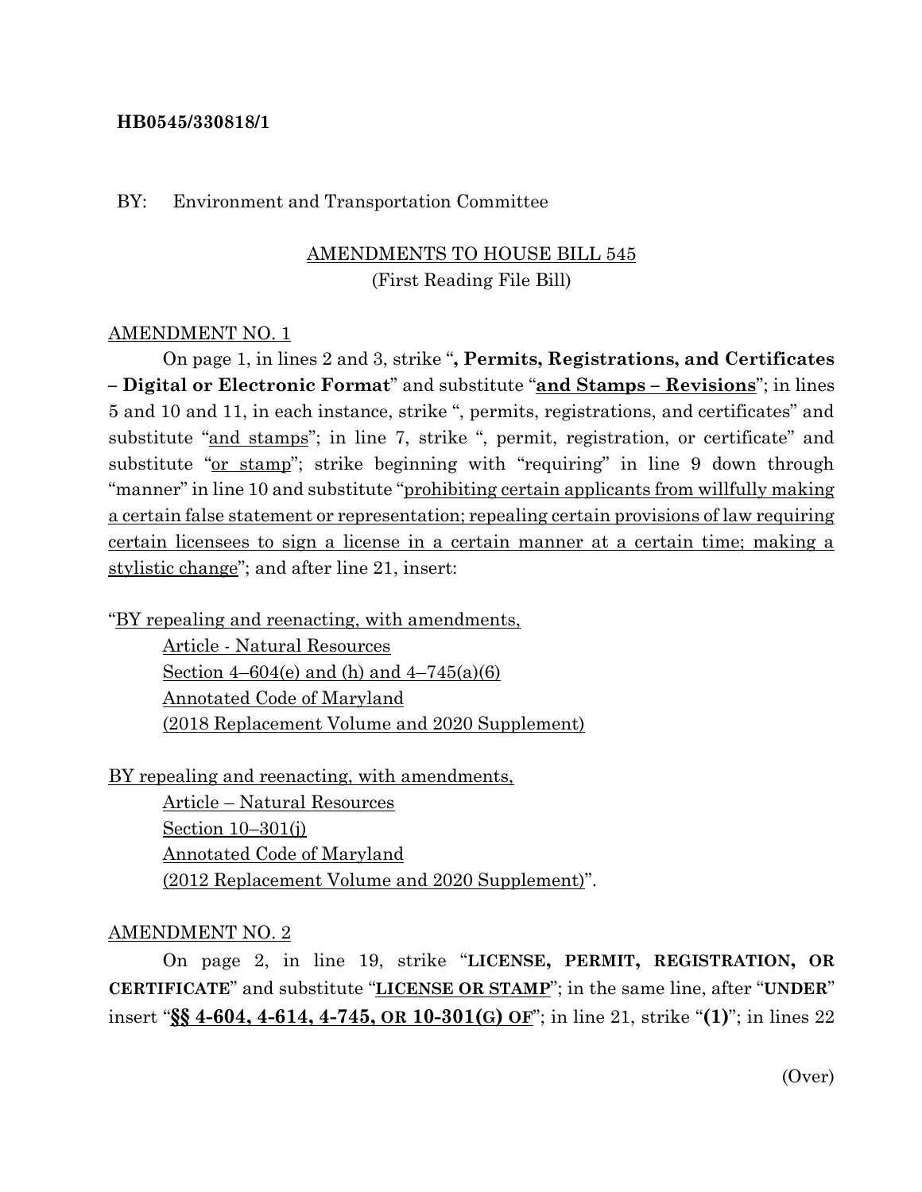**HB0545/330818/1**

BY: Environment and Transportation Committee

AMENDMENTS TO HOUSE BILL 545
(First Reading File Bill)

AMENDMENT NO. 1

On page 1, in lines 2 and 3, strike "**, Permits, Registrations, and Certificates – Digital or Electronic Format**" and substitute "**and Stamps – Revisions**"; in lines 5 and 10 and 11, in each instance, strike ", permits, registrations, and certificates" and substitute "and stamps"; in line 7, strike ", permit, registration, or certificate" and substitute "or stamp"; strike beginning with "requiring" in line 9 down through "manner" in line 10 and substitute "prohibiting certain applicants from willfully making a certain false statement or representation; repealing certain provisions of law requiring certain licensees to sign a license in a certain manner at a certain time; making a stylistic change"; and after line 21, insert:

"BY repealing and reenacting, with amendments,
Article - Natural Resources
Section 4–604(e) and (h) and 4–745(a)(6)
Annotated Code of Maryland
(2018 Replacement Volume and 2020 Supplement)

BY repealing and reenacting, with amendments,
Article – Natural Resources
Section 10–301(j)
Annotated Code of Maryland
(2012 Replacement Volume and 2020 Supplement)".

AMENDMENT NO. 2

On page 2, in line 19, strike "**LICENSE, PERMIT, REGISTRATION, OR CERTIFICATE**" and substitute "**LICENSE OR STAMP**"; in the same line, after "**UNDER**" insert "**§§ 4-604, 4-614, 4-745, OR 10-301(G) OF**"; in line 21, strike "**(1)**"; in lines 22

(Over)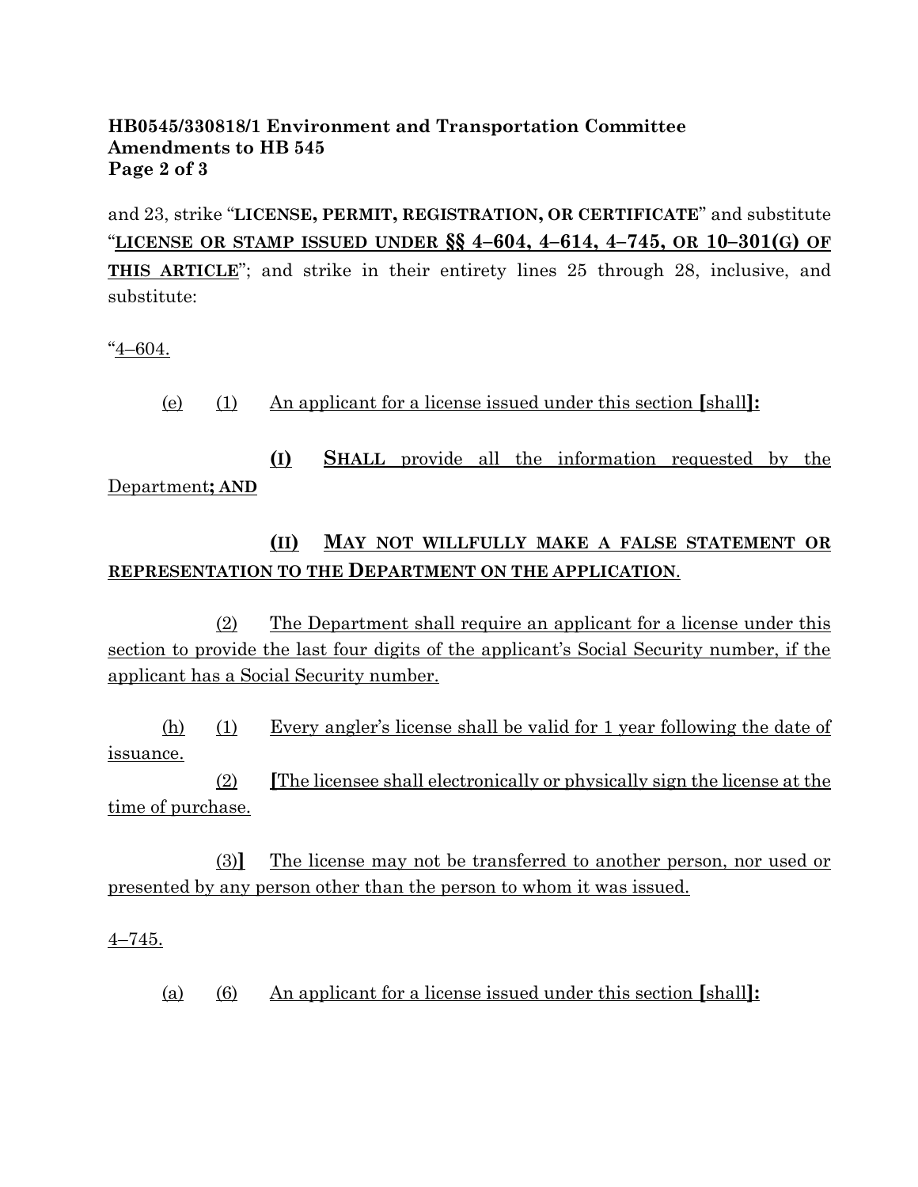and 23, strike "**LICENSE, PERMIT, REGISTRATION, OR CERTIFICATE**" and substitute "**LICENSE OR STAMP ISSUED UNDER §§ 4–604, 4–614, 4–745, OR 10–301(G) OF THIS ARTICLE**"; and strike in their entirety lines 25 through 28, inclusive, and substitute:

"4–604.

(e) (1) An applicant for a license issued under this section **[**shall**]:**

(I) **SHALL** provide all the information requested by the Department**; AND**

(II) **MAY NOT WILLFULLY MAKE A FALSE STATEMENT OR REPRESENTATION TO THE DEPARTMENT ON THE APPLICATION**.

(2) The Department shall require an applicant for a license under this section to provide the last four digits of the applicant's Social Security number, if the applicant has a Social Security number.

(h) (1) Every angler's license shall be valid for 1 year following the date of issuance.

(2) **[**The licensee shall electronically or physically sign the license at the time of purchase.

(3)**]** The license may not be transferred to another person, nor used or presented by any person other than the person to whom it was issued.

4–745.

(a) (6) An applicant for a license issued under this section **[**shall**]:**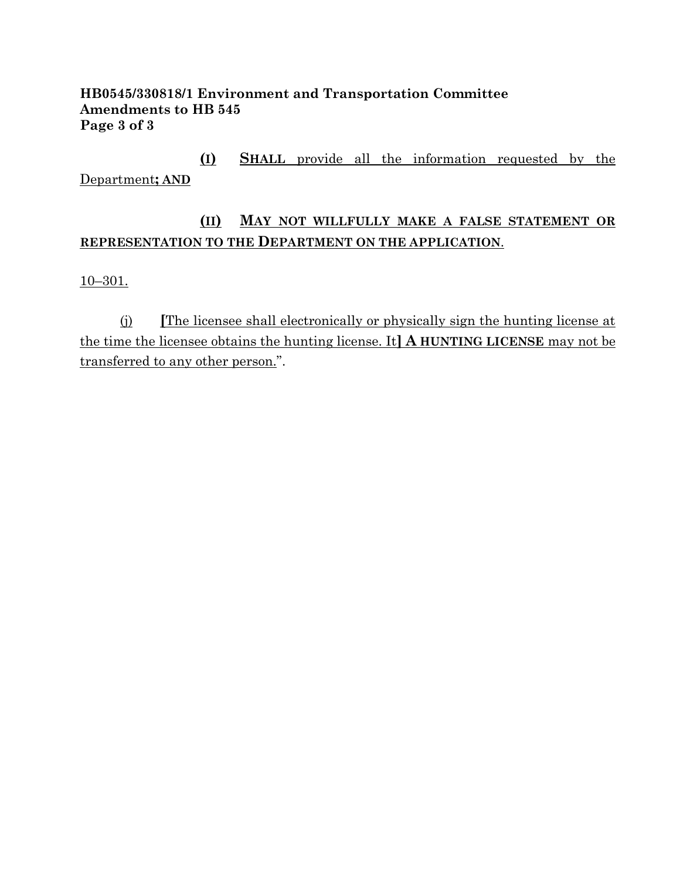**HB0545/330818/1 Environment and Transportation Committee**
**Amendments to HB 545**

(I) **SHALL** provide all the information requested by the Department**; AND**

(II) **MAY NOT WILLFULLY MAKE A FALSE STATEMENT OR REPRESENTATION TO THE DEPARTMENT ON THE APPLICATION**.

10–301.

(j) **[**The licensee shall electronically or physically sign the hunting license at the time the licensee obtains the hunting license. It**] A HUNTING LICENSE** may not be transferred to any other person.".